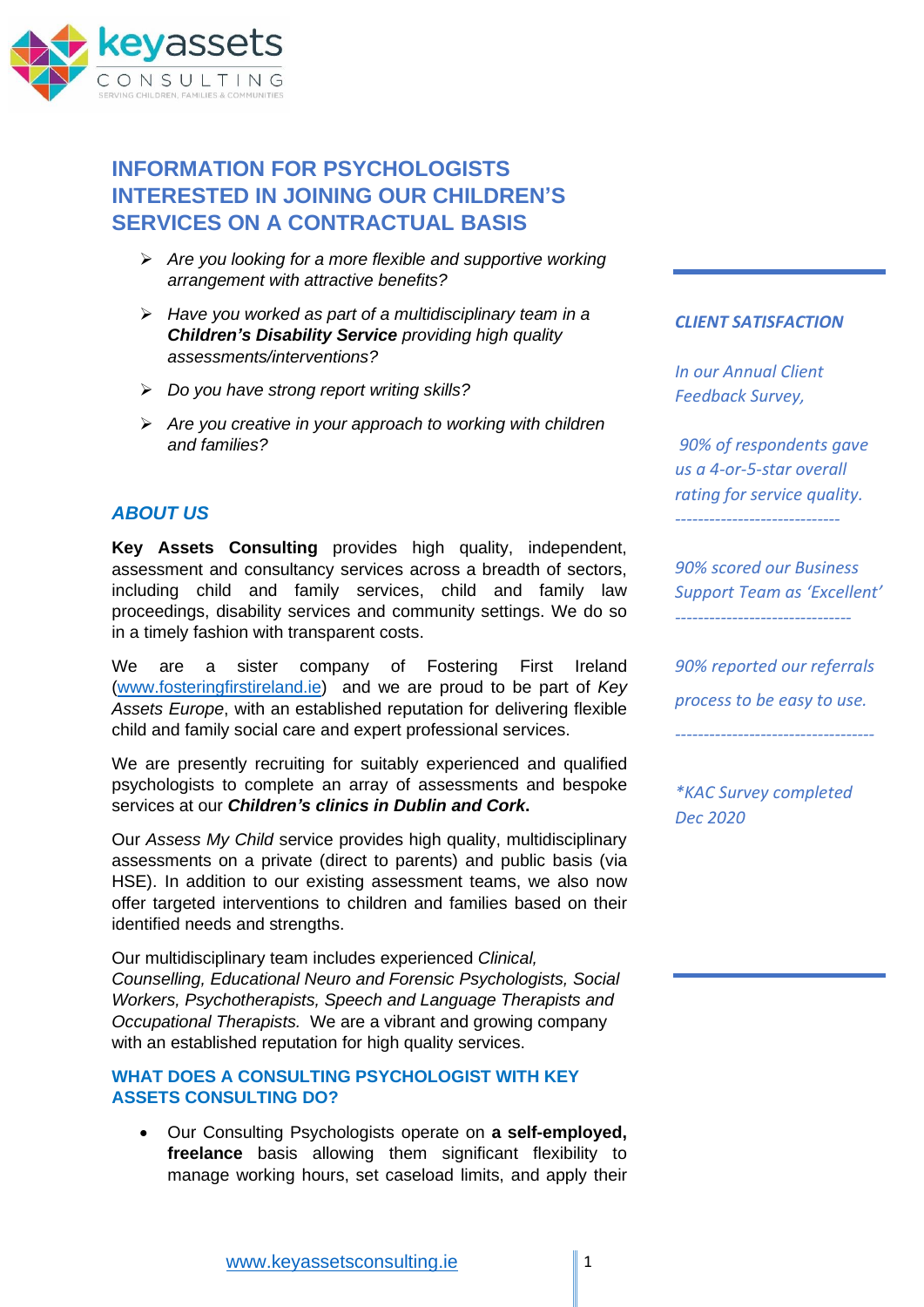# INFORMATION FOR PSYCHOLOGISTS INTERESTED IN JOINING OUR CHILDREN'S SERVICES ON A CONTRACTUAL BASIS

- *Are you looking for a more flexible and supportive working arrangement with attractive benefits?*
- *Have you worked as part of a multidisciplinary team in a **Children's Disability Service** providing high quality assessments/interventions?*
- *Do you have strong report writing skills?*
- *Are you creative in your approach to working with children and families?*

## *ABOUT US*

**Key Assets Consulting** provides high quality, independent, assessment and consultancy services across a breadth of sectors, including child and family services, child and family law proceedings, disability services and community settings. We do so in a timely fashion with transparent costs.

We are a sister company of Fostering First Ireland (www.fosteringfirstireland.ie) and we are proud to be part of *Key Assets Europe*, with an established reputation for delivering flexible child and family social care and expert professional services.

We are presently recruiting for suitably experienced and qualified psychologists to complete an array of assessments and bespoke services at our ***Children's clinics in Dublin and Cork*.**

Our *Assess My Child* service provides high quality, multidisciplinary assessments on a private (direct to parents) and public basis (via HSE). In addition to our existing assessment teams, we also now offer targeted interventions to children and families based on their identified needs and strengths.

Our multidisciplinary team includes experienced *Clinical, Counselling, Educational Neuro and Forensic Psychologists, Social Workers, Psychotherapists, Speech and Language Therapists and Occupational Therapists.* We are a vibrant and growing company with an established reputation for high quality services.

***CLIENT SATISFACTION***

*In our Annual Client Feedback Survey,*

*90% of respondents gave us a 4-or-5-star overall rating for service quality.*

*90% scored our Business Support Team as 'Excellent'*

*90% reported our referrals process to be easy to use.*

*\*KAC Survey completed Dec 2020*

### WHAT DOES A CONSULTING PSYCHOLOGIST WITH KEY ASSETS CONSULTING DO?

- Our Consulting Psychologists operate on **a self-employed, freelance** basis allowing them significant flexibility to manage working hours, set caseload limits, and apply their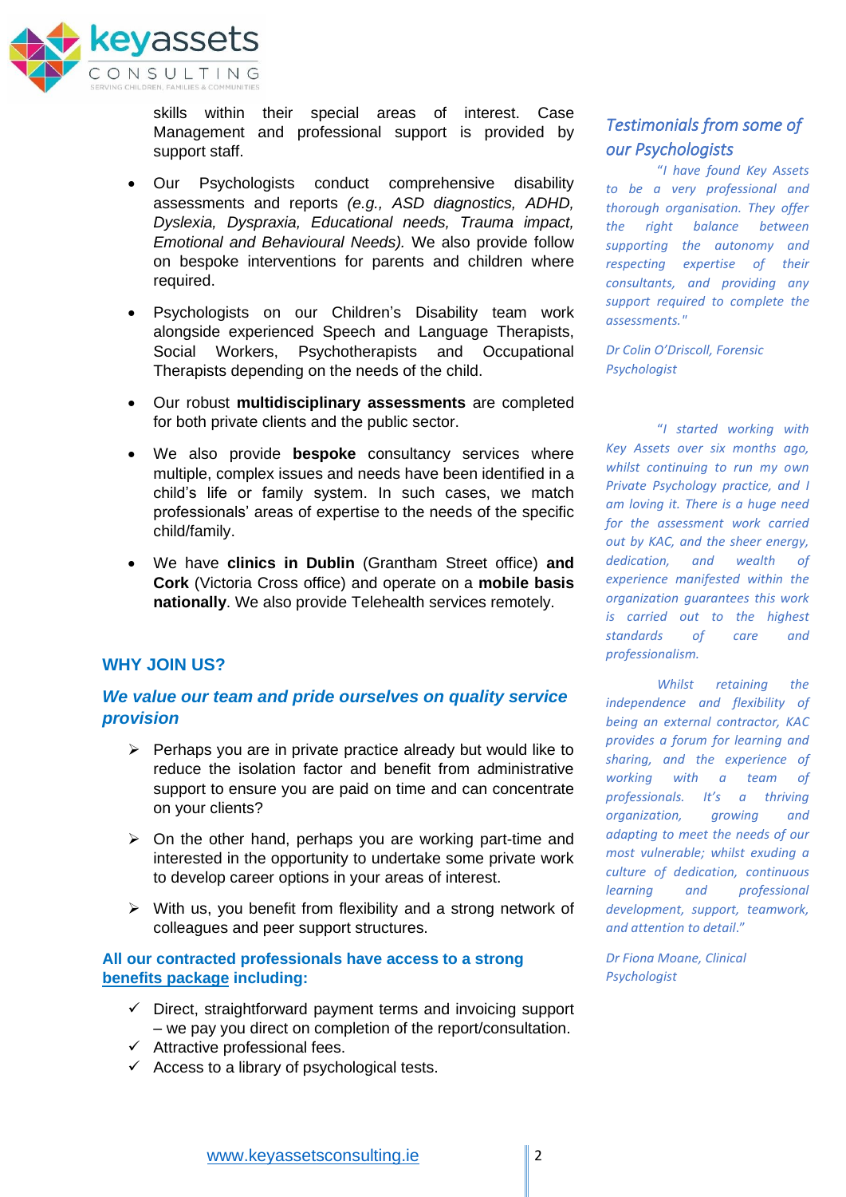skills within their special areas of interest. Case Management and professional support is provided by support staff.

- Our Psychologists conduct comprehensive disability assessments and reports *(e.g., ASD diagnostics, ADHD, Dyslexia, Dyspraxia, Educational needs, Trauma impact, Emotional and Behavioural Needs).* We also provide follow on bespoke interventions for parents and children where required.
- Psychologists on our Children's Disability team work alongside experienced Speech and Language Therapists, Social Workers, Psychotherapists and Occupational Therapists depending on the needs of the child.
- Our robust **multidisciplinary assessments** are completed for both private clients and the public sector.
- We also provide **bespoke** consultancy services where multiple, complex issues and needs have been identified in a child's life or family system. In such cases, we match professionals' areas of expertise to the needs of the specific child/family.
- We have **clinics in Dublin** (Grantham Street office) **and Cork** (Victoria Cross office) and operate on a **mobile basis nationally**. We also provide Telehealth services remotely.

## WHY JOIN US?

### *We value our team and pride ourselves on quality service provision*

- Perhaps you are in private practice already but would like to reduce the isolation factor and benefit from administrative support to ensure you are paid on time and can concentrate on your clients?
- On the other hand, perhaps you are working part-time and interested in the opportunity to undertake some private work to develop career options in your areas of interest.
- With us, you benefit from flexibility and a strong network of colleagues and peer support structures.

**All our contracted professionals have access to a strong benefits package including:**

- ✓ Direct, straightforward payment terms and invoicing support – we pay you direct on completion of the report/consultation.
- ✓ Attractive professional fees.
- ✓ Access to a library of psychological tests.

### *Testimonials from some of our Psychologists*

*"I have found Key Assets to be a very professional and thorough organisation. They offer the right balance between supporting the autonomy and respecting expertise of their consultants, and providing any support required to complete the assessments."*

*Dr Colin O'Driscoll, Forensic Psychologist*

*"I started working with Key Assets over six months ago, whilst continuing to run my own Private Psychology practice, and I am loving it. There is a huge need for the assessment work carried out by KAC, and the sheer energy, dedication, and wealth of experience manifested within the organization guarantees this work is carried out to the highest standards of care and professionalism.*

*Whilst retaining the independence and flexibility of being an external contractor, KAC provides a forum for learning and sharing, and the experience of working with a team of professionals. It's a thriving organization, growing and adapting to meet the needs of our most vulnerable; whilst exuding a culture of dedication, continuous learning and professional development, support, teamwork, and attention to detail."*

*Dr Fiona Moane, Clinical Psychologist*

www.keyassetsconsulting.ie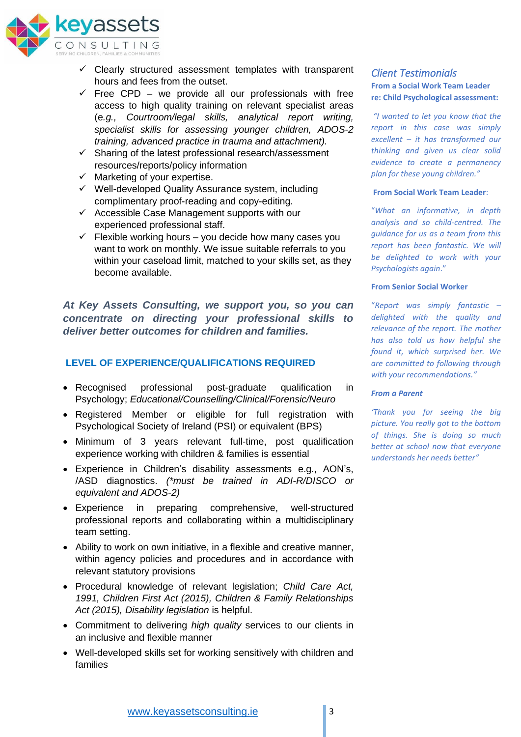- ✓ Clearly structured assessment templates with transparent hours and fees from the outset.
- ✓ Free CPD – we provide all our professionals with free access to high quality training on relevant specialist areas (*e.g., Courtroom/legal skills, analytical report writing, specialist skills for assessing younger children, ADOS-2 training, advanced practice in trauma and attachment).*
- ✓ Sharing of the latest professional research/assessment resources/reports/policy information
- ✓ Marketing of your expertise.
- ✓ Well-developed Quality Assurance system, including complimentary proof-reading and copy-editing.
- ✓ Accessible Case Management supports with our experienced professional staff.
- ✓ Flexible working hours – you decide how many cases you want to work on monthly. We issue suitable referrals to you within your caseload limit, matched to your skills set, as they become available.

***At Key Assets Consulting, we support you, so you can concentrate on directing your professional skills to deliver better outcomes for children and families.***

## LEVEL OF EXPERIENCE/QUALIFICATIONS REQUIRED

- Recognised professional post-graduate qualification in Psychology; *Educational/Counselling/Clinical/Forensic/Neuro*
- Registered Member or eligible for full registration with Psychological Society of Ireland (PSI) or equivalent (BPS)
- Minimum of 3 years relevant full-time, post qualification experience working with children & families is essential
- Experience in Children's disability assessments e.g., AON's, /ASD diagnostics. *(\*must be trained in ADI-R/DISCO or equivalent and ADOS-2)*
- Experience in preparing comprehensive, well-structured professional reports and collaborating within a multidisciplinary team setting.
- Ability to work on own initiative, in a flexible and creative manner, within agency policies and procedures and in accordance with relevant statutory provisions
- Procedural knowledge of relevant legislation; *Child Care Act, 1991, Children First Act (2015), Children & Family Relationships Act (2015), Disability legislation* is helpful.
- Commitment to delivering *high quality* services to our clients in an inclusive and flexible manner
- Well-developed skills set for working sensitively with children and families

## *Client Testimonials*

**From a Social Work Team Leader re: Child Psychological assessment:**

*"I wanted to let you know that the report in this case was simply excellent – it has transformed our thinking and given us clear solid evidence to create a permanency plan for these young children."*

**From Social Work Team Leader**:

*"What an informative, in depth analysis and so child-centred. The guidance for us as a team from this report has been fantastic. We will be delighted to work with your Psychologists again."*

**From Senior Social Worker**

*"Report was simply fantastic – delighted with the quality and relevance of the report. The mother has also told us how helpful she found it, which surprised her. We are committed to following through with your recommendations."*

***From a Parent***

*'Thank you for seeing the big picture. You really got to the bottom of things. She is doing so much better at school now that everyone understands her needs better"*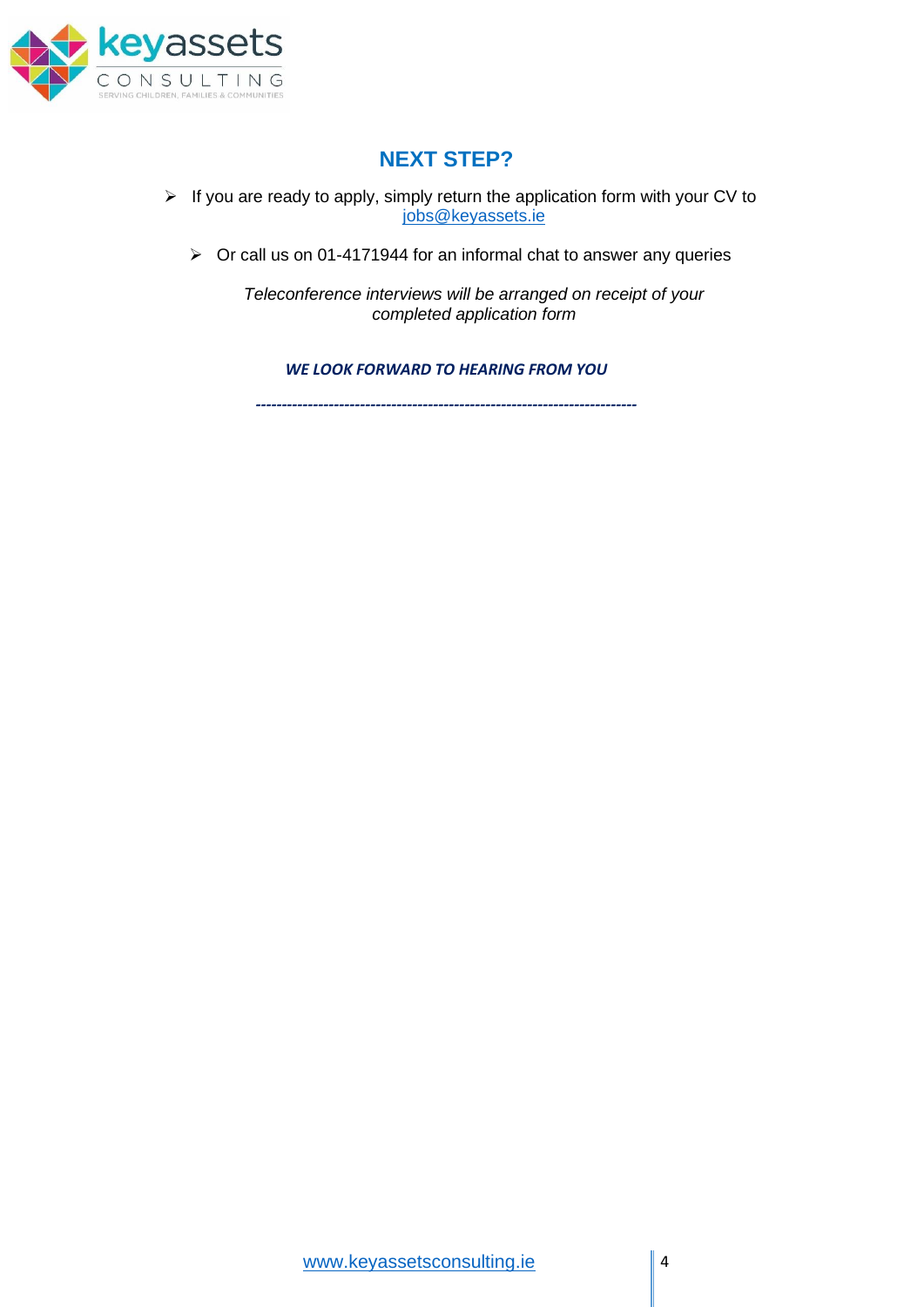## NEXT STEP?

- If you are ready to apply, simply return the application form with your CV to jobs@keyassets.ie
  - Or call us on 01-4171944 for an informal chat to answer any queries

*Teleconference interviews will be arranged on receipt of your completed application form*

***WE LOOK FORWARD TO HEARING FROM YOU***

---

www.keyassetsconsulting.ie